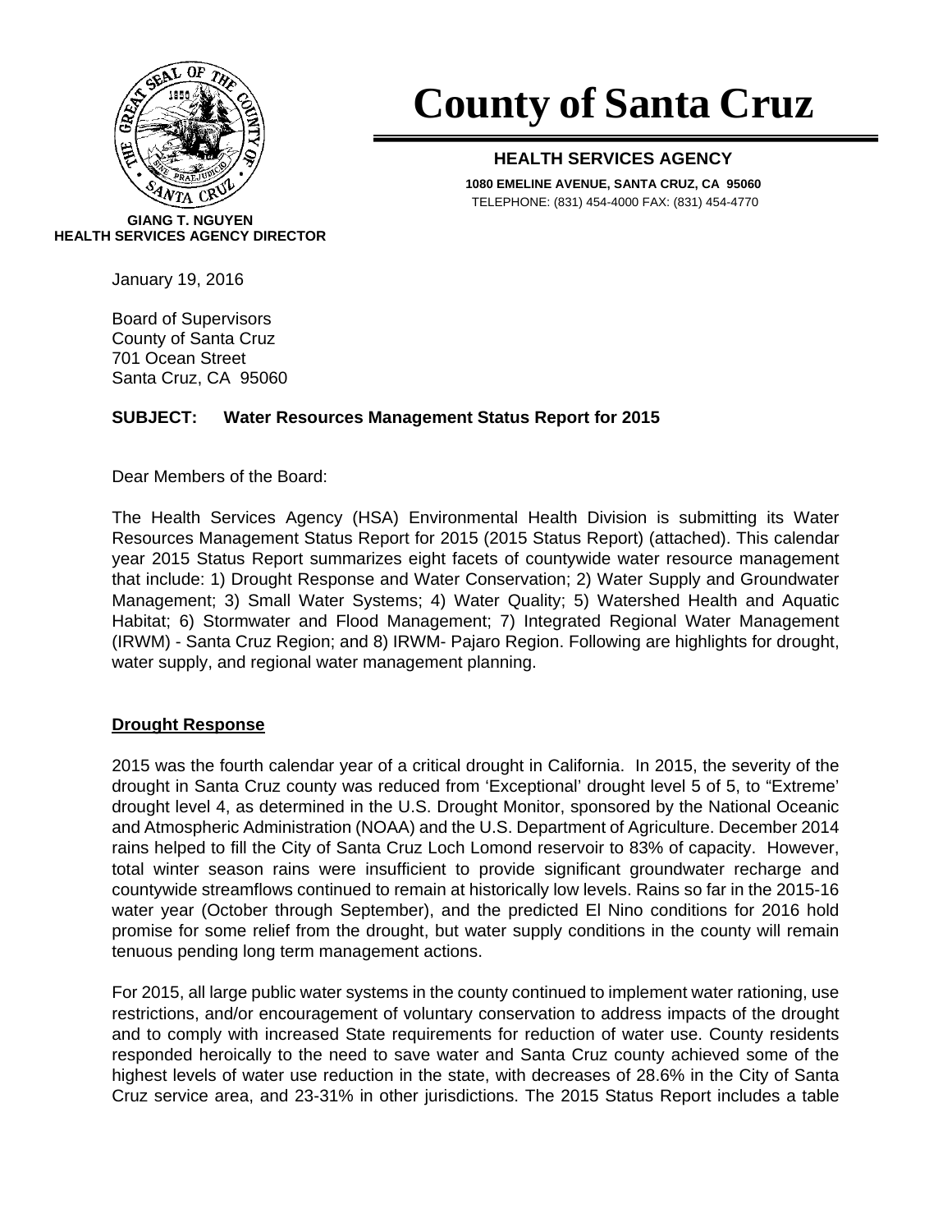# County of Santa Cruz

**HEALTH SERVICES AGENCY**

**1080 EMELINE AVENUE, SANTA CRUZ, CA 95060**
TELEPHONE: (831) 454-4000 FAX: (831) 454-4770

**GIANG T. NGUYEN**
**HEALTH SERVICES AGENCY DIRECTOR**

January 19, 2016

Board of Supervisors
County of Santa Cruz
701 Ocean Street
Santa Cruz, CA 95060

**SUBJECT: Water Resources Management Status Report for 2015**

Dear Members of the Board:

The Health Services Agency (HSA) Environmental Health Division is submitting its Water Resources Management Status Report for 2015 (2015 Status Report) (attached). This calendar year 2015 Status Report summarizes eight facets of countywide water resource management that include: 1) Drought Response and Water Conservation; 2) Water Supply and Groundwater Management; 3) Small Water Systems; 4) Water Quality; 5) Watershed Health and Aquatic Habitat; 6) Stormwater and Flood Management; 7) Integrated Regional Water Management (IRWM) - Santa Cruz Region; and 8) IRWM- Pajaro Region. Following are highlights for drought, water supply, and regional water management planning.

**Drought Response**

2015 was the fourth calendar year of a critical drought in California. In 2015, the severity of the drought in Santa Cruz county was reduced from 'Exceptional' drought level 5 of 5, to "Extreme' drought level 4, as determined in the U.S. Drought Monitor, sponsored by the National Oceanic and Atmospheric Administration (NOAA) and the U.S. Department of Agriculture. December 2014 rains helped to fill the City of Santa Cruz Loch Lomond reservoir to 83% of capacity. However, total winter season rains were insufficient to provide significant groundwater recharge and countywide streamflows continued to remain at historically low levels. Rains so far in the 2015-16 water year (October through September), and the predicted El Nino conditions for 2016 hold promise for some relief from the drought, but water supply conditions in the county will remain tenuous pending long term management actions.

For 2015, all large public water systems in the county continued to implement water rationing, use restrictions, and/or encouragement of voluntary conservation to address impacts of the drought and to comply with increased State requirements for reduction of water use. County residents responded heroically to the need to save water and Santa Cruz county achieved some of the highest levels of water use reduction in the state, with decreases of 28.6% in the City of Santa Cruz service area, and 23-31% in other jurisdictions. The 2015 Status Report includes a table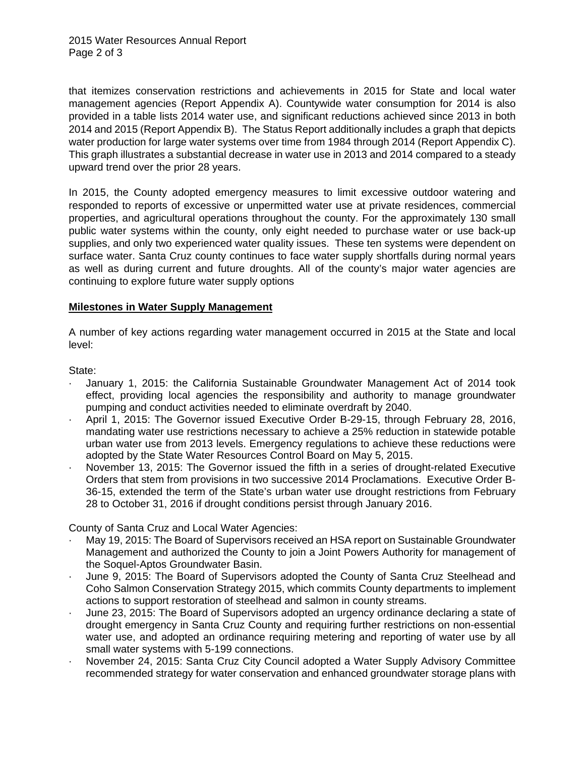that itemizes conservation restrictions and achievements in 2015 for State and local water management agencies (Report Appendix A). Countywide water consumption for 2014 is also provided in a table lists 2014 water use, and significant reductions achieved since 2013 in both 2014 and 2015 (Report Appendix B). The Status Report additionally includes a graph that depicts water production for large water systems over time from 1984 through 2014 (Report Appendix C). This graph illustrates a substantial decrease in water use in 2013 and 2014 compared to a steady upward trend over the prior 28 years.

In 2015, the County adopted emergency measures to limit excessive outdoor watering and responded to reports of excessive or unpermitted water use at private residences, commercial properties, and agricultural operations throughout the county. For the approximately 130 small public water systems within the county, only eight needed to purchase water or use back-up supplies, and only two experienced water quality issues. These ten systems were dependent on surface water. Santa Cruz county continues to face water supply shortfalls during normal years as well as during current and future droughts. All of the county's major water agencies are continuing to explore future water supply options

## Milestones in Water Supply Management

A number of key actions regarding water management occurred in 2015 at the State and local level:

State:

- January 1, 2015: the California Sustainable Groundwater Management Act of 2014 took effect, providing local agencies the responsibility and authority to manage groundwater pumping and conduct activities needed to eliminate overdraft by 2040.
- April 1, 2015: The Governor issued Executive Order B-29-15, through February 28, 2016, mandating water use restrictions necessary to achieve a 25% reduction in statewide potable urban water use from 2013 levels. Emergency regulations to achieve these reductions were adopted by the State Water Resources Control Board on May 5, 2015.
- November 13, 2015: The Governor issued the fifth in a series of drought-related Executive Orders that stem from provisions in two successive 2014 Proclamations. Executive Order B-36-15, extended the term of the State's urban water use drought restrictions from February 28 to October 31, 2016 if drought conditions persist through January 2016.

County of Santa Cruz and Local Water Agencies:

- May 19, 2015: The Board of Supervisors received an HSA report on Sustainable Groundwater Management and authorized the County to join a Joint Powers Authority for management of the Soquel-Aptos Groundwater Basin.
- June 9, 2015: The Board of Supervisors adopted the County of Santa Cruz Steelhead and Coho Salmon Conservation Strategy 2015, which commits County departments to implement actions to support restoration of steelhead and salmon in county streams.
- June 23, 2015: The Board of Supervisors adopted an urgency ordinance declaring a state of drought emergency in Santa Cruz County and requiring further restrictions on non-essential water use, and adopted an ordinance requiring metering and reporting of water use by all small water systems with 5-199 connections.
- November 24, 2015: Santa Cruz City Council adopted a Water Supply Advisory Committee recommended strategy for water conservation and enhanced groundwater storage plans with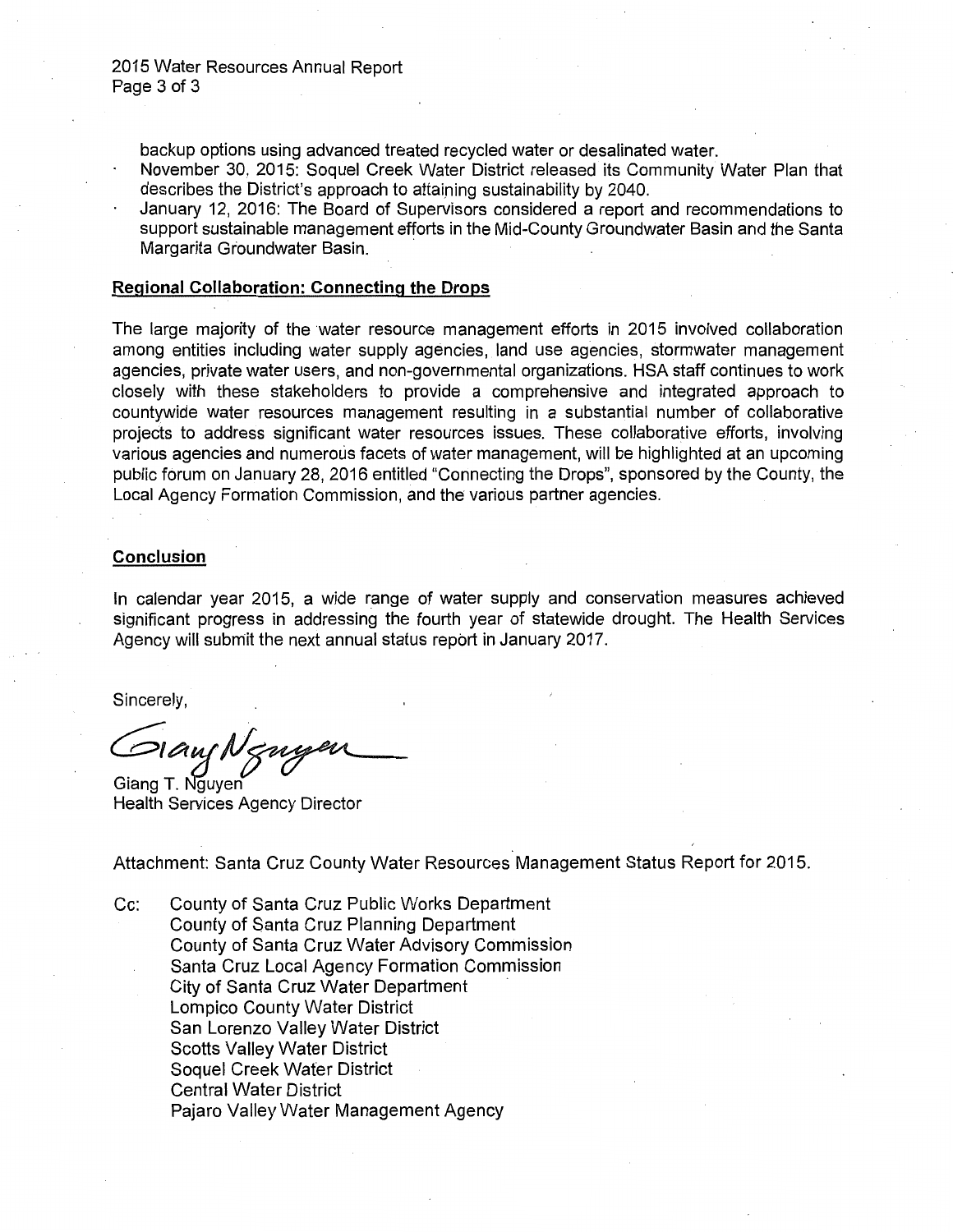backup options using advanced treated recycled water or desalinated water.

- November 30, 2015: Soquel Creek Water District released its Community Water Plan that describes the District's approach to attaining sustainability by 2040.
- January 12, 2016: The Board of Supervisors considered a report and recommendations to support sustainable management efforts in the Mid-County Groundwater Basin and the Santa Margarita Groundwater Basin.

**Regional Collaboration: Connecting the Drops**

The large majority of the water resource management efforts in 2015 involved collaboration among entities including water supply agencies, land use agencies, stormwater management agencies, private water users, and non-governmental organizations. HSA staff continues to work closely with these stakeholders to provide a comprehensive and integrated approach to countywide water resources management resulting in a substantial number of collaborative projects to address significant water resources issues. These collaborative efforts, involving various agencies and numerous facets of water management, will be highlighted at an upcoming public forum on January 28, 2016 entitled "Connecting the Drops", sponsored by the County, the Local Agency Formation Commission, and the various partner agencies.

**Conclusion**

In calendar year 2015, a wide range of water supply and conservation measures achieved significant progress in addressing the fourth year of statewide drought. The Health Services Agency will submit the next annual status report in January 2017.

Sincerely,

Giang Nguyen

Giang T. Nguyen
Health Services Agency Director

Attachment: Santa Cruz County Water Resources Management Status Report for 2015.

Cc: County of Santa Cruz Public Works Department
County of Santa Cruz Planning Department
County of Santa Cruz Water Advisory Commission
Santa Cruz Local Agency Formation Commission
City of Santa Cruz Water Department
Lompico County Water District
San Lorenzo Valley Water District
Scotts Valley Water District
Soquel Creek Water District
Central Water District
Pajaro Valley Water Management Agency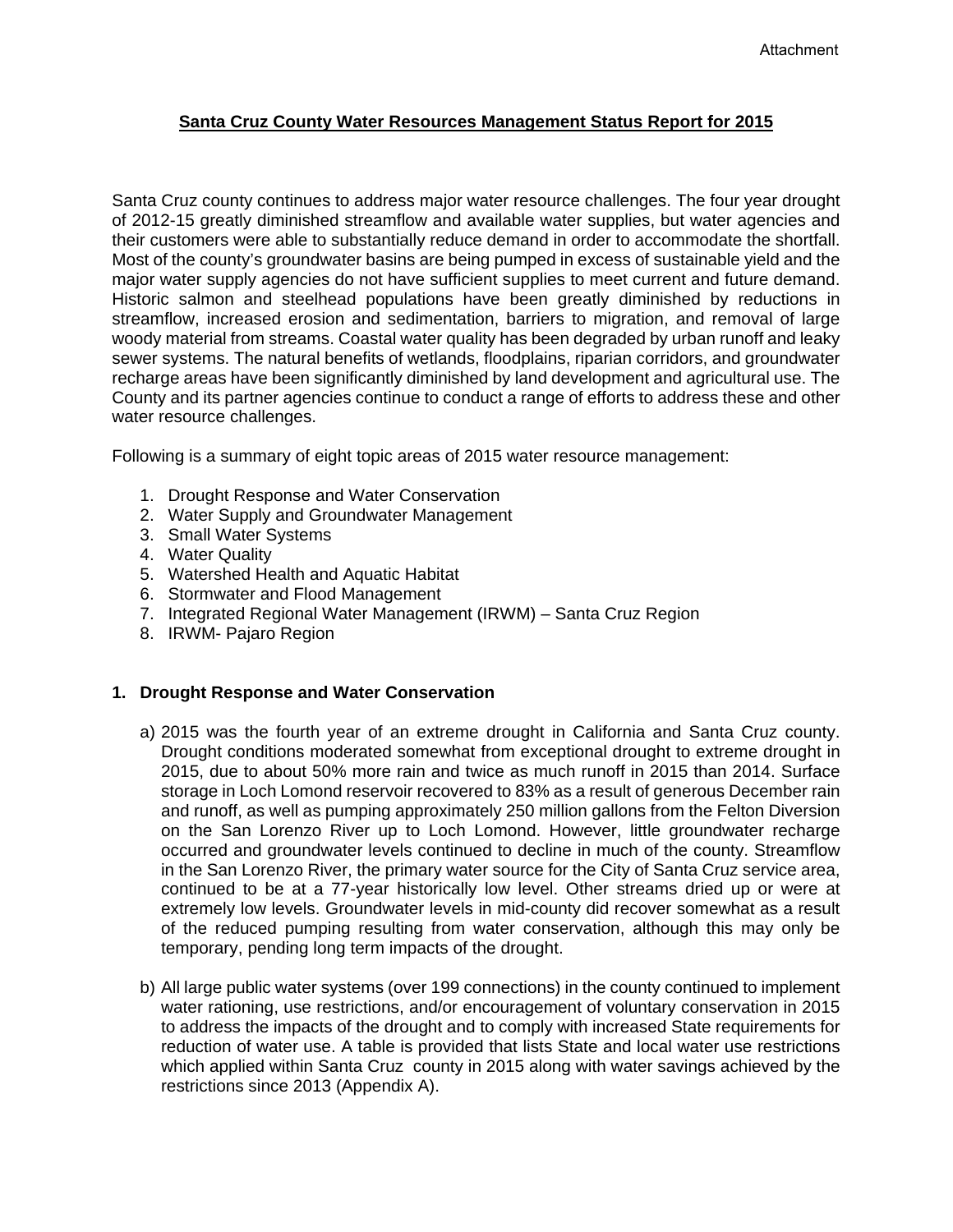Attachment

**Santa Cruz County Water Resources Management Status Report for 2015**

Santa Cruz county continues to address major water resource challenges. The four year drought of 2012-15 greatly diminished streamflow and available water supplies, but water agencies and their customers were able to substantially reduce demand in order to accommodate the shortfall. Most of the county's groundwater basins are being pumped in excess of sustainable yield and the major water supply agencies do not have sufficient supplies to meet current and future demand. Historic salmon and steelhead populations have been greatly diminished by reductions in streamflow, increased erosion and sedimentation, barriers to migration, and removal of large woody material from streams. Coastal water quality has been degraded by urban runoff and leaky sewer systems. The natural benefits of wetlands, floodplains, riparian corridors, and groundwater recharge areas have been significantly diminished by land development and agricultural use. The County and its partner agencies continue to conduct a range of efforts to address these and other water resource challenges.

Following is a summary of eight topic areas of 2015 water resource management:

1. Drought Response and Water Conservation
2. Water Supply and Groundwater Management
3. Small Water Systems
4. Water Quality
5. Watershed Health and Aquatic Habitat
6. Stormwater and Flood Management
7. Integrated Regional Water Management (IRWM) – Santa Cruz Region
8. IRWM- Pajaro Region

## 1. Drought Response and Water Conservation

a) 2015 was the fourth year of an extreme drought in California and Santa Cruz county. Drought conditions moderated somewhat from exceptional drought to extreme drought in 2015, due to about 50% more rain and twice as much runoff in 2015 than 2014. Surface storage in Loch Lomond reservoir recovered to 83% as a result of generous December rain and runoff, as well as pumping approximately 250 million gallons from the Felton Diversion on the San Lorenzo River up to Loch Lomond. However, little groundwater recharge occurred and groundwater levels continued to decline in much of the county. Streamflow in the San Lorenzo River, the primary water source for the City of Santa Cruz service area, continued to be at a 77-year historically low level. Other streams dried up or were at extremely low levels. Groundwater levels in mid-county did recover somewhat as a result of the reduced pumping resulting from water conservation, although this may only be temporary, pending long term impacts of the drought.

b) All large public water systems (over 199 connections) in the county continued to implement water rationing, use restrictions, and/or encouragement of voluntary conservation in 2015 to address the impacts of the drought and to comply with increased State requirements for reduction of water use. A table is provided that lists State and local water use restrictions which applied within Santa Cruz county in 2015 along with water savings achieved by the restrictions since 2013 (Appendix A).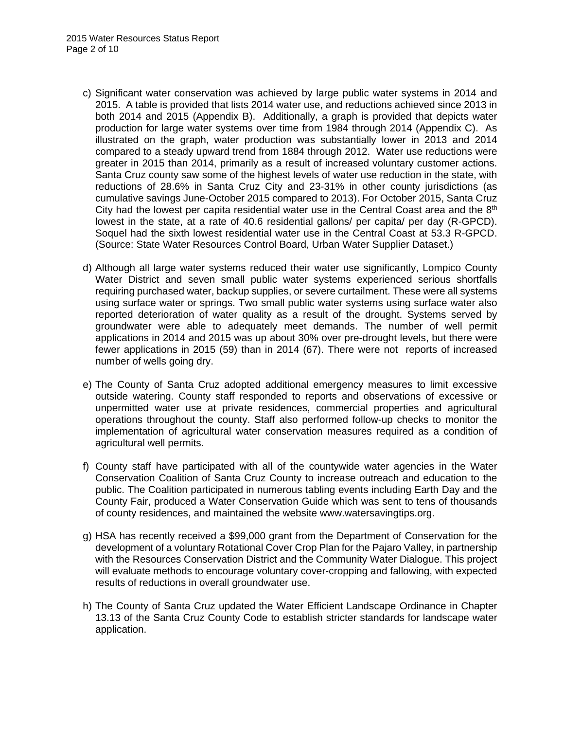c) Significant water conservation was achieved by large public water systems in 2014 and 2015. A table is provided that lists 2014 water use, and reductions achieved since 2013 in both 2014 and 2015 (Appendix B). Additionally, a graph is provided that depicts water production for large water systems over time from 1984 through 2014 (Appendix C). As illustrated on the graph, water production was substantially lower in 2013 and 2014 compared to a steady upward trend from 1884 through 2012. Water use reductions were greater in 2015 than 2014, primarily as a result of increased voluntary customer actions. Santa Cruz county saw some of the highest levels of water use reduction in the state, with reductions of 28.6% in Santa Cruz City and 23-31% in other county jurisdictions (as cumulative savings June-October 2015 compared to 2013). For October 2015, Santa Cruz City had the lowest per capita residential water use in the Central Coast area and the 8th lowest in the state, at a rate of 40.6 residential gallons/ per capita/ per day (R-GPCD). Soquel had the sixth lowest residential water use in the Central Coast at 53.3 R-GPCD. (Source: State Water Resources Control Board, Urban Water Supplier Dataset.)

d) Although all large water systems reduced their water use significantly, Lompico County Water District and seven small public water systems experienced serious shortfalls requiring purchased water, backup supplies, or severe curtailment. These were all systems using surface water or springs. Two small public water systems using surface water also reported deterioration of water quality as a result of the drought. Systems served by groundwater were able to adequately meet demands. The number of well permit applications in 2014 and 2015 was up about 30% over pre-drought levels, but there were fewer applications in 2015 (59) than in 2014 (67). There were not reports of increased number of wells going dry.

e) The County of Santa Cruz adopted additional emergency measures to limit excessive outside watering. County staff responded to reports and observations of excessive or unpermitted water use at private residences, commercial properties and agricultural operations throughout the county. Staff also performed follow-up checks to monitor the implementation of agricultural water conservation measures required as a condition of agricultural well permits.

f) County staff have participated with all of the countywide water agencies in the Water Conservation Coalition of Santa Cruz County to increase outreach and education to the public. The Coalition participated in numerous tabling events including Earth Day and the County Fair, produced a Water Conservation Guide which was sent to tens of thousands of county residences, and maintained the website www.watersavingtips.org.

g) HSA has recently received a $99,000 grant from the Department of Conservation for the development of a voluntary Rotational Cover Crop Plan for the Pajaro Valley, in partnership with the Resources Conservation District and the Community Water Dialogue. This project will evaluate methods to encourage voluntary cover-cropping and fallowing, with expected results of reductions in overall groundwater use.

h) The County of Santa Cruz updated the Water Efficient Landscape Ordinance in Chapter 13.13 of the Santa Cruz County Code to establish stricter standards for landscape water application.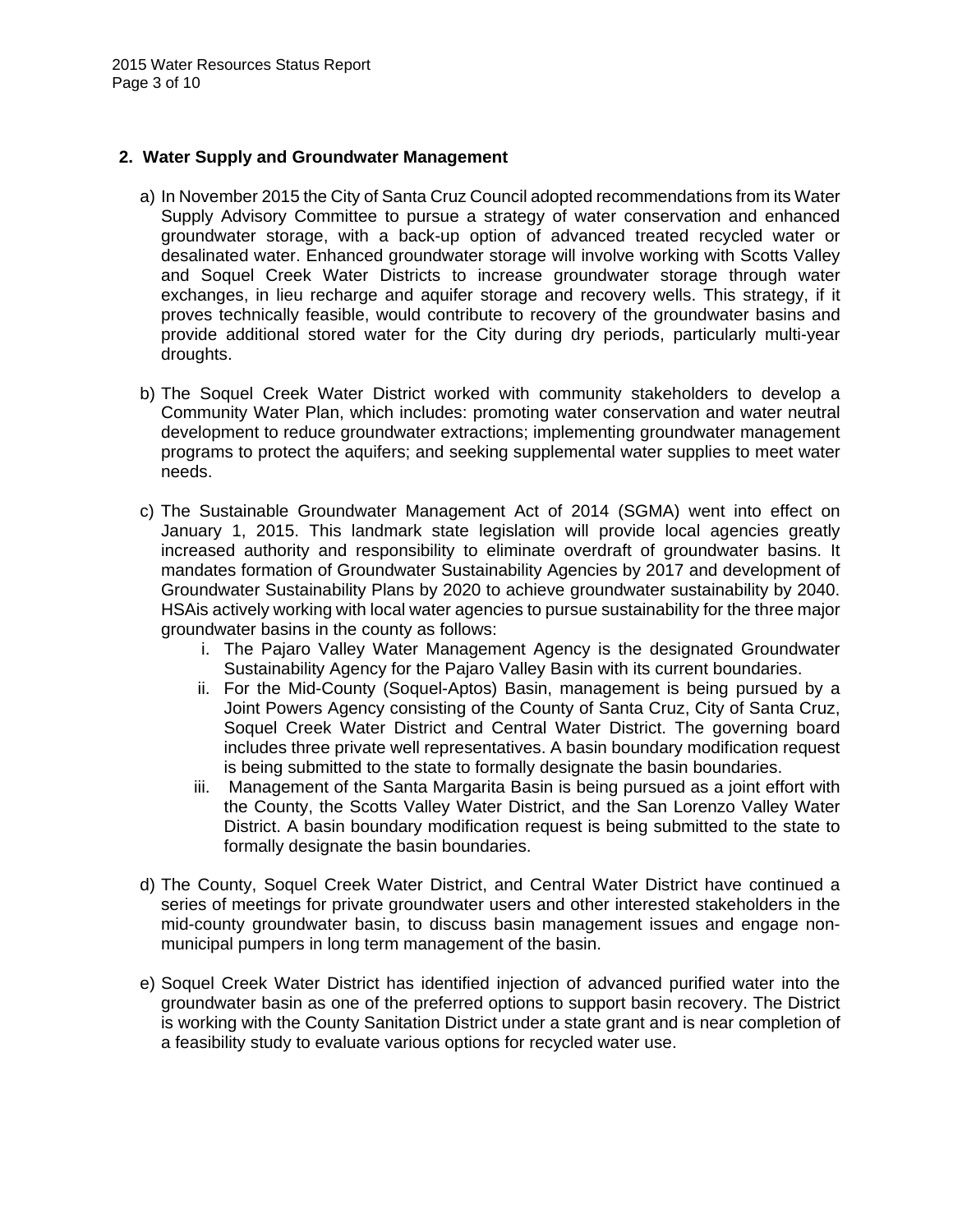## 2. Water Supply and Groundwater Management

a) In November 2015 the City of Santa Cruz Council adopted recommendations from its Water Supply Advisory Committee to pursue a strategy of water conservation and enhanced groundwater storage, with a back-up option of advanced treated recycled water or desalinated water. Enhanced groundwater storage will involve working with Scotts Valley and Soquel Creek Water Districts to increase groundwater storage through water exchanges, in lieu recharge and aquifer storage and recovery wells. This strategy, if it proves technically feasible, would contribute to recovery of the groundwater basins and provide additional stored water for the City during dry periods, particularly multi-year droughts.

b) The Soquel Creek Water District worked with community stakeholders to develop a Community Water Plan, which includes: promoting water conservation and water neutral development to reduce groundwater extractions; implementing groundwater management programs to protect the aquifers; and seeking supplemental water supplies to meet water needs.

c) The Sustainable Groundwater Management Act of 2014 (SGMA) went into effect on January 1, 2015. This landmark state legislation will provide local agencies greatly increased authority and responsibility to eliminate overdraft of groundwater basins. It mandates formation of Groundwater Sustainability Agencies by 2017 and development of Groundwater Sustainability Plans by 2020 to achieve groundwater sustainability by 2040. HSAis actively working with local water agencies to pursue sustainability for the three major groundwater basins in the county as follows:

   i. The Pajaro Valley Water Management Agency is the designated Groundwater Sustainability Agency for the Pajaro Valley Basin with its current boundaries.

   ii. For the Mid-County (Soquel-Aptos) Basin, management is being pursued by a Joint Powers Agency consisting of the County of Santa Cruz, City of Santa Cruz, Soquel Creek Water District and Central Water District. The governing board includes three private well representatives. A basin boundary modification request is being submitted to the state to formally designate the basin boundaries.

   iii. Management of the Santa Margarita Basin is being pursued as a joint effort with the County, the Scotts Valley Water District, and the San Lorenzo Valley Water District. A basin boundary modification request is being submitted to the state to formally designate the basin boundaries.

d) The County, Soquel Creek Water District, and Central Water District have continued a series of meetings for private groundwater users and other interested stakeholders in the mid-county groundwater basin, to discuss basin management issues and engage non-municipal pumpers in long term management of the basin.

e) Soquel Creek Water District has identified injection of advanced purified water into the groundwater basin as one of the preferred options to support basin recovery. The District is working with the County Sanitation District under a state grant and is near completion of a feasibility study to evaluate various options for recycled water use.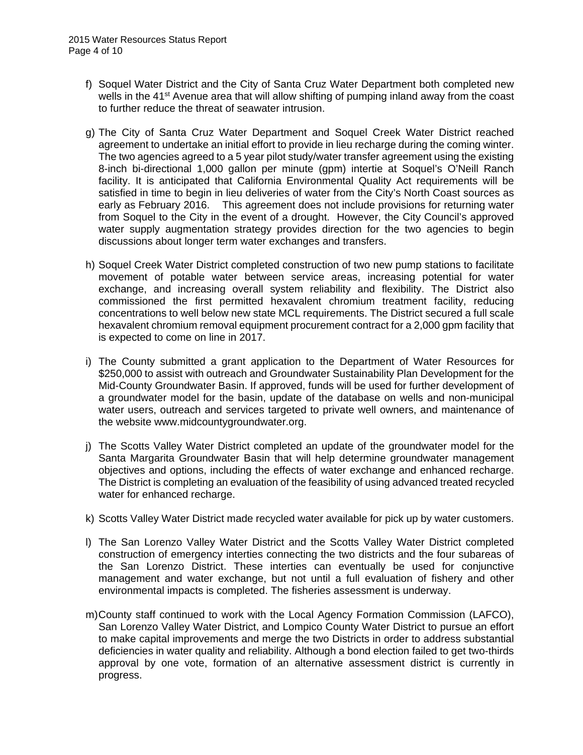f) Soquel Water District and the City of Santa Cruz Water Department both completed new wells in the 41st Avenue area that will allow shifting of pumping inland away from the coast to further reduce the threat of seawater intrusion.

g) The City of Santa Cruz Water Department and Soquel Creek Water District reached agreement to undertake an initial effort to provide in lieu recharge during the coming winter. The two agencies agreed to a 5 year pilot study/water transfer agreement using the existing 8-inch bi-directional 1,000 gallon per minute (gpm) intertie at Soquel's O'Neill Ranch facility. It is anticipated that California Environmental Quality Act requirements will be satisfied in time to begin in lieu deliveries of water from the City's North Coast sources as early as February 2016. This agreement does not include provisions for returning water from Soquel to the City in the event of a drought. However, the City Council's approved water supply augmentation strategy provides direction for the two agencies to begin discussions about longer term water exchanges and transfers.

h) Soquel Creek Water District completed construction of two new pump stations to facilitate movement of potable water between service areas, increasing potential for water exchange, and increasing overall system reliability and flexibility. The District also commissioned the first permitted hexavalent chromium treatment facility, reducing concentrations to well below new state MCL requirements. The District secured a full scale hexavalent chromium removal equipment procurement contract for a 2,000 gpm facility that is expected to come on line in 2017.

i) The County submitted a grant application to the Department of Water Resources for $250,000 to assist with outreach and Groundwater Sustainability Plan Development for the Mid-County Groundwater Basin. If approved, funds will be used for further development of a groundwater model for the basin, update of the database on wells and non-municipal water users, outreach and services targeted to private well owners, and maintenance of the website www.midcountygroundwater.org.

j) The Scotts Valley Water District completed an update of the groundwater model for the Santa Margarita Groundwater Basin that will help determine groundwater management objectives and options, including the effects of water exchange and enhanced recharge. The District is completing an evaluation of the feasibility of using advanced treated recycled water for enhanced recharge.

k) Scotts Valley Water District made recycled water available for pick up by water customers.

l) The San Lorenzo Valley Water District and the Scotts Valley Water District completed construction of emergency interties connecting the two districts and the four subareas of the San Lorenzo District. These interties can eventually be used for conjunctive management and water exchange, but not until a full evaluation of fishery and other environmental impacts is completed. The fisheries assessment is underway.

m) County staff continued to work with the Local Agency Formation Commission (LAFCO), San Lorenzo Valley Water District, and Lompico County Water District to pursue an effort to make capital improvements and merge the two Districts in order to address substantial deficiencies in water quality and reliability. Although a bond election failed to get two-thirds approval by one vote, formation of an alternative assessment district is currently in progress.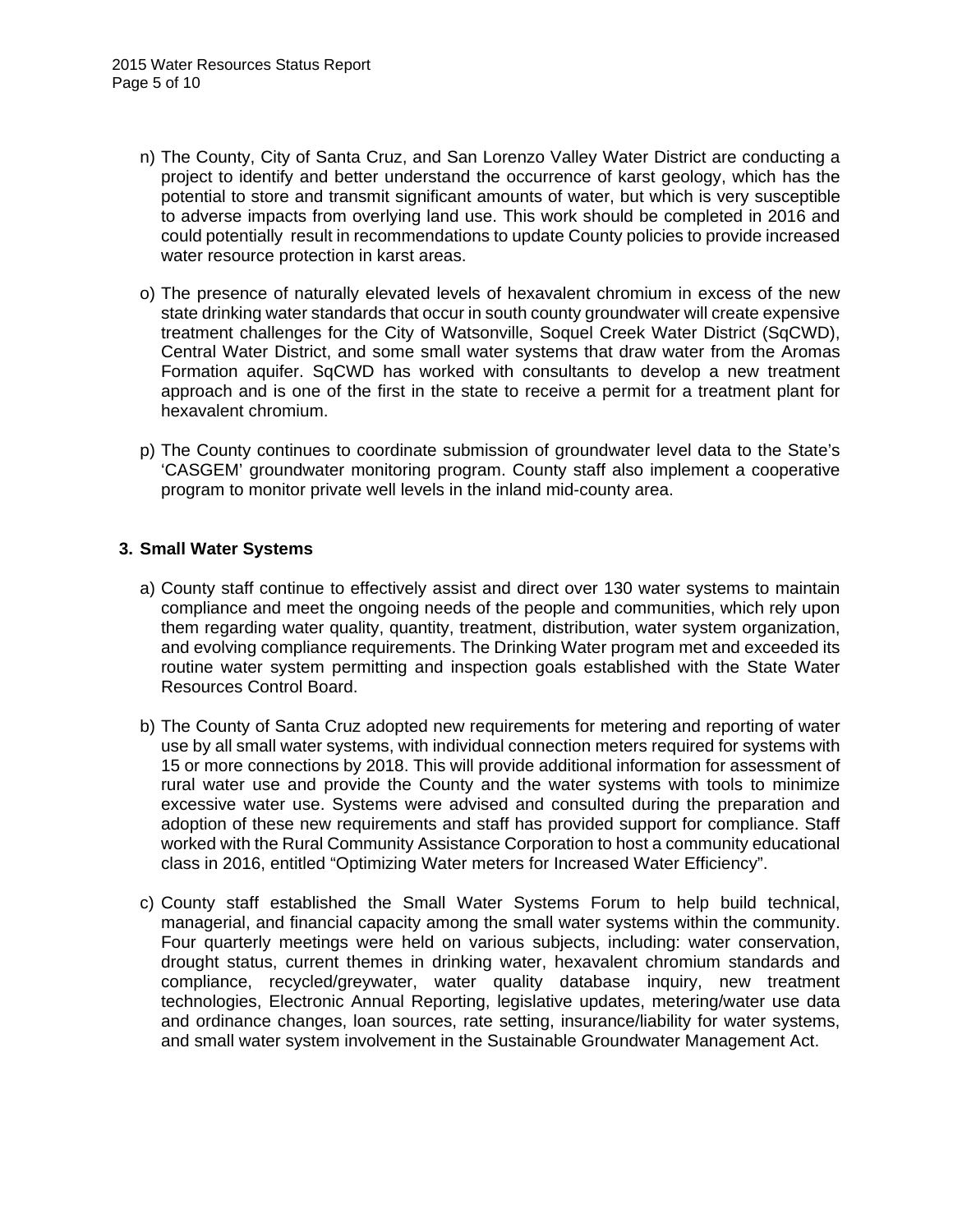n) The County, City of Santa Cruz, and San Lorenzo Valley Water District are conducting a project to identify and better understand the occurrence of karst geology, which has the potential to store and transmit significant amounts of water, but which is very susceptible to adverse impacts from overlying land use. This work should be completed in 2016 and could potentially result in recommendations to update County policies to provide increased water resource protection in karst areas.

o) The presence of naturally elevated levels of hexavalent chromium in excess of the new state drinking water standards that occur in south county groundwater will create expensive treatment challenges for the City of Watsonville, Soquel Creek Water District (SqCWD), Central Water District, and some small water systems that draw water from the Aromas Formation aquifer. SqCWD has worked with consultants to develop a new treatment approach and is one of the first in the state to receive a permit for a treatment plant for hexavalent chromium.

p) The County continues to coordinate submission of groundwater level data to the State's 'CASGEM' groundwater monitoring program. County staff also implement a cooperative program to monitor private well levels in the inland mid-county area.

### 3. Small Water Systems

a) County staff continue to effectively assist and direct over 130 water systems to maintain compliance and meet the ongoing needs of the people and communities, which rely upon them regarding water quality, quantity, treatment, distribution, water system organization, and evolving compliance requirements. The Drinking Water program met and exceeded its routine water system permitting and inspection goals established with the State Water Resources Control Board.

b) The County of Santa Cruz adopted new requirements for metering and reporting of water use by all small water systems, with individual connection meters required for systems with 15 or more connections by 2018. This will provide additional information for assessment of rural water use and provide the County and the water systems with tools to minimize excessive water use. Systems were advised and consulted during the preparation and adoption of these new requirements and staff has provided support for compliance. Staff worked with the Rural Community Assistance Corporation to host a community educational class in 2016, entitled "Optimizing Water meters for Increased Water Efficiency".

c) County staff established the Small Water Systems Forum to help build technical, managerial, and financial capacity among the small water systems within the community. Four quarterly meetings were held on various subjects, including: water conservation, drought status, current themes in drinking water, hexavalent chromium standards and compliance, recycled/greywater, water quality database inquiry, new treatment technologies, Electronic Annual Reporting, legislative updates, metering/water use data and ordinance changes, loan sources, rate setting, insurance/liability for water systems, and small water system involvement in the Sustainable Groundwater Management Act.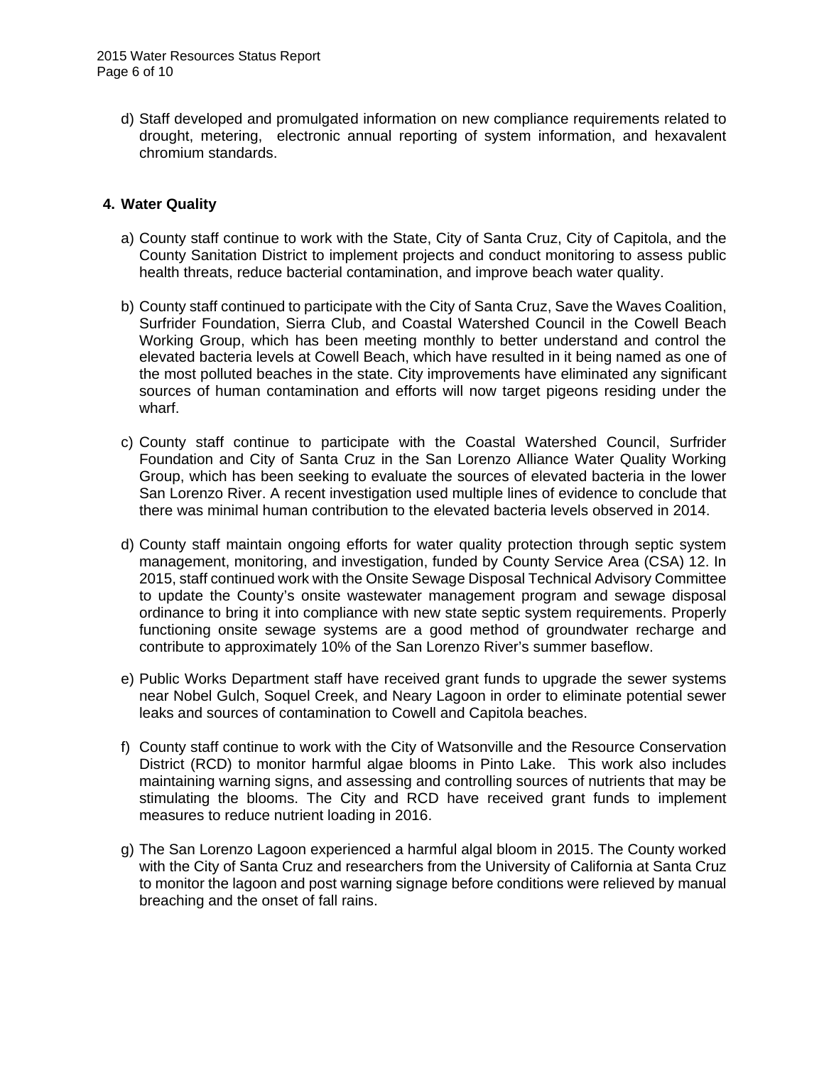d) Staff developed and promulgated information on new compliance requirements related to drought, metering, electronic annual reporting of system information, and hexavalent chromium standards.

## 4. Water Quality

a) County staff continue to work with the State, City of Santa Cruz, City of Capitola, and the County Sanitation District to implement projects and conduct monitoring to assess public health threats, reduce bacterial contamination, and improve beach water quality.

b) County staff continued to participate with the City of Santa Cruz, Save the Waves Coalition, Surfrider Foundation, Sierra Club, and Coastal Watershed Council in the Cowell Beach Working Group, which has been meeting monthly to better understand and control the elevated bacteria levels at Cowell Beach, which have resulted in it being named as one of the most polluted beaches in the state. City improvements have eliminated any significant sources of human contamination and efforts will now target pigeons residing under the wharf.

c) County staff continue to participate with the Coastal Watershed Council, Surfrider Foundation and City of Santa Cruz in the San Lorenzo Alliance Water Quality Working Group, which has been seeking to evaluate the sources of elevated bacteria in the lower San Lorenzo River. A recent investigation used multiple lines of evidence to conclude that there was minimal human contribution to the elevated bacteria levels observed in 2014.

d) County staff maintain ongoing efforts for water quality protection through septic system management, monitoring, and investigation, funded by County Service Area (CSA) 12. In 2015, staff continued work with the Onsite Sewage Disposal Technical Advisory Committee to update the County's onsite wastewater management program and sewage disposal ordinance to bring it into compliance with new state septic system requirements. Properly functioning onsite sewage systems are a good method of groundwater recharge and contribute to approximately 10% of the San Lorenzo River's summer baseflow.

e) Public Works Department staff have received grant funds to upgrade the sewer systems near Nobel Gulch, Soquel Creek, and Neary Lagoon in order to eliminate potential sewer leaks and sources of contamination to Cowell and Capitola beaches.

f) County staff continue to work with the City of Watsonville and the Resource Conservation District (RCD) to monitor harmful algae blooms in Pinto Lake. This work also includes maintaining warning signs, and assessing and controlling sources of nutrients that may be stimulating the blooms. The City and RCD have received grant funds to implement measures to reduce nutrient loading in 2016.

g) The San Lorenzo Lagoon experienced a harmful algal bloom in 2015. The County worked with the City of Santa Cruz and researchers from the University of California at Santa Cruz to monitor the lagoon and post warning signage before conditions were relieved by manual breaching and the onset of fall rains.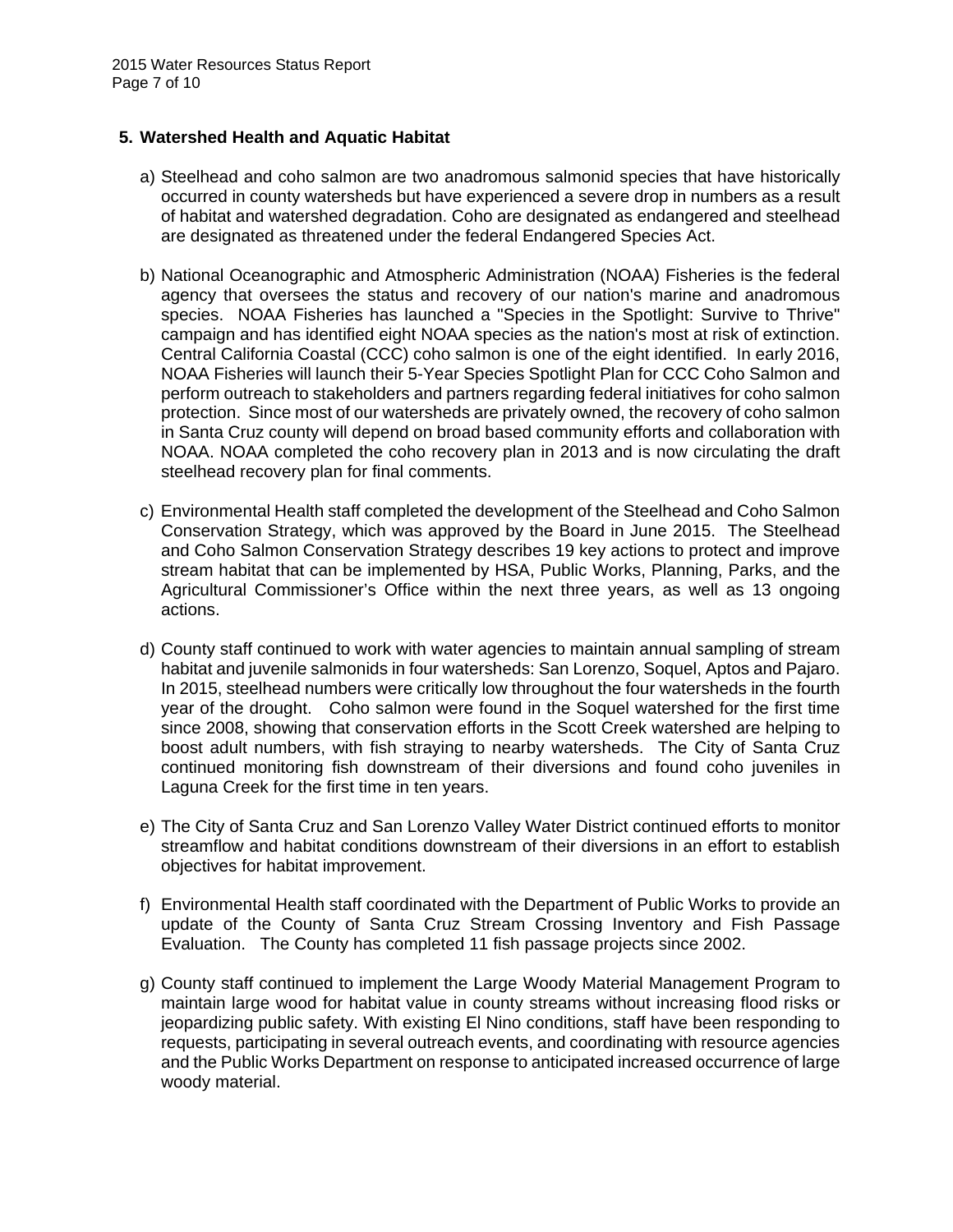## 5. Watershed Health and Aquatic Habitat

a) Steelhead and coho salmon are two anadromous salmonid species that have historically occurred in county watersheds but have experienced a severe drop in numbers as a result of habitat and watershed degradation. Coho are designated as endangered and steelhead are designated as threatened under the federal Endangered Species Act.

b) National Oceanographic and Atmospheric Administration (NOAA) Fisheries is the federal agency that oversees the status and recovery of our nation's marine and anadromous species. NOAA Fisheries has launched a "Species in the Spotlight: Survive to Thrive" campaign and has identified eight NOAA species as the nation's most at risk of extinction. Central California Coastal (CCC) coho salmon is one of the eight identified. In early 2016, NOAA Fisheries will launch their 5-Year Species Spotlight Plan for CCC Coho Salmon and perform outreach to stakeholders and partners regarding federal initiatives for coho salmon protection. Since most of our watersheds are privately owned, the recovery of coho salmon in Santa Cruz county will depend on broad based community efforts and collaboration with NOAA. NOAA completed the coho recovery plan in 2013 and is now circulating the draft steelhead recovery plan for final comments.

c) Environmental Health staff completed the development of the Steelhead and Coho Salmon Conservation Strategy, which was approved by the Board in June 2015. The Steelhead and Coho Salmon Conservation Strategy describes 19 key actions to protect and improve stream habitat that can be implemented by HSA, Public Works, Planning, Parks, and the Agricultural Commissioner's Office within the next three years, as well as 13 ongoing actions.

d) County staff continued to work with water agencies to maintain annual sampling of stream habitat and juvenile salmonids in four watersheds: San Lorenzo, Soquel, Aptos and Pajaro. In 2015, steelhead numbers were critically low throughout the four watersheds in the fourth year of the drought. Coho salmon were found in the Soquel watershed for the first time since 2008, showing that conservation efforts in the Scott Creek watershed are helping to boost adult numbers, with fish straying to nearby watersheds. The City of Santa Cruz continued monitoring fish downstream of their diversions and found coho juveniles in Laguna Creek for the first time in ten years.

e) The City of Santa Cruz and San Lorenzo Valley Water District continued efforts to monitor streamflow and habitat conditions downstream of their diversions in an effort to establish objectives for habitat improvement.

f) Environmental Health staff coordinated with the Department of Public Works to provide an update of the County of Santa Cruz Stream Crossing Inventory and Fish Passage Evaluation. The County has completed 11 fish passage projects since 2002.

g) County staff continued to implement the Large Woody Material Management Program to maintain large wood for habitat value in county streams without increasing flood risks or jeopardizing public safety. With existing El Nino conditions, staff have been responding to requests, participating in several outreach events, and coordinating with resource agencies and the Public Works Department on response to anticipated increased occurrence of large woody material.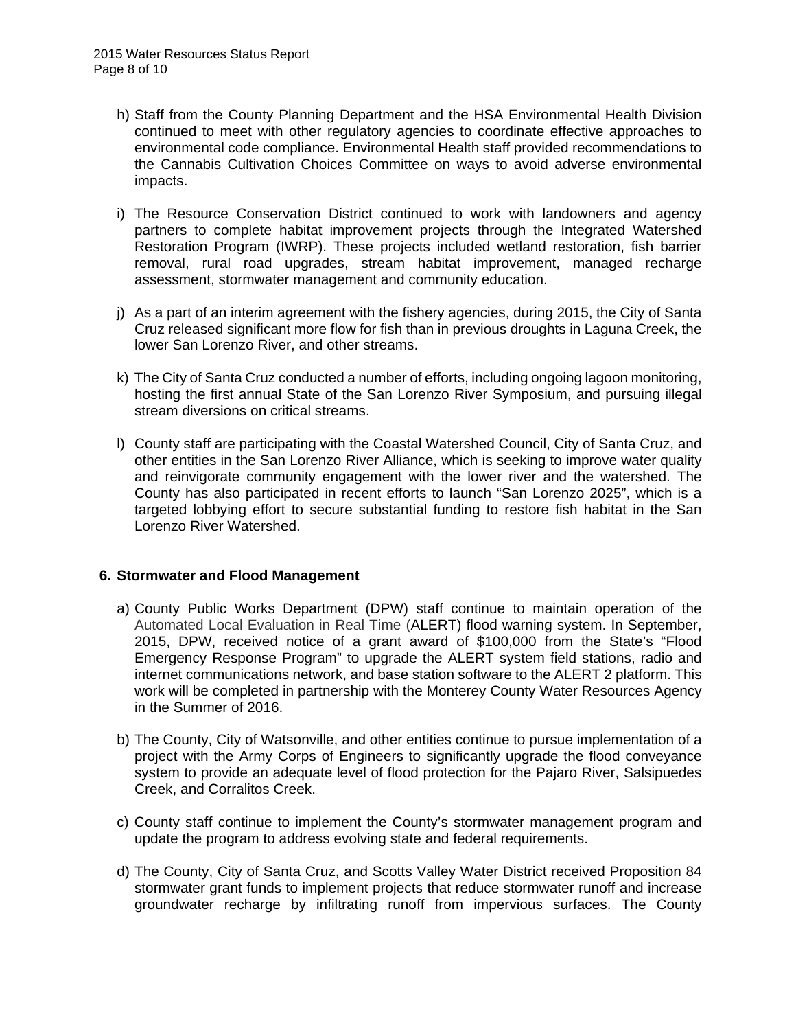h) Staff from the County Planning Department and the HSA Environmental Health Division continued to meet with other regulatory agencies to coordinate effective approaches to environmental code compliance. Environmental Health staff provided recommendations to the Cannabis Cultivation Choices Committee on ways to avoid adverse environmental impacts.

i) The Resource Conservation District continued to work with landowners and agency partners to complete habitat improvement projects through the Integrated Watershed Restoration Program (IWRP). These projects included wetland restoration, fish barrier removal, rural road upgrades, stream habitat improvement, managed recharge assessment, stormwater management and community education.

j) As a part of an interim agreement with the fishery agencies, during 2015, the City of Santa Cruz released significant more flow for fish than in previous droughts in Laguna Creek, the lower San Lorenzo River, and other streams.

k) The City of Santa Cruz conducted a number of efforts, including ongoing lagoon monitoring, hosting the first annual State of the San Lorenzo River Symposium, and pursuing illegal stream diversions on critical streams.

l) County staff are participating with the Coastal Watershed Council, City of Santa Cruz, and other entities in the San Lorenzo River Alliance, which is seeking to improve water quality and reinvigorate community engagement with the lower river and the watershed. The County has also participated in recent efforts to launch "San Lorenzo 2025", which is a targeted lobbying effort to secure substantial funding to restore fish habitat in the San Lorenzo River Watershed.

## 6. Stormwater and Flood Management

a) County Public Works Department (DPW) staff continue to maintain operation of the Automated Local Evaluation in Real Time (ALERT) flood warning system. In September, 2015, DPW, received notice of a grant award of $100,000 from the State's "Flood Emergency Response Program" to upgrade the ALERT system field stations, radio and internet communications network, and base station software to the ALERT 2 platform. This work will be completed in partnership with the Monterey County Water Resources Agency in the Summer of 2016.

b) The County, City of Watsonville, and other entities continue to pursue implementation of a project with the Army Corps of Engineers to significantly upgrade the flood conveyance system to provide an adequate level of flood protection for the Pajaro River, Salsipuedes Creek, and Corralitos Creek.

c) County staff continue to implement the County's stormwater management program and update the program to address evolving state and federal requirements.

d) The County, City of Santa Cruz, and Scotts Valley Water District received Proposition 84 stormwater grant funds to implement projects that reduce stormwater runoff and increase groundwater recharge by infiltrating runoff from impervious surfaces. The County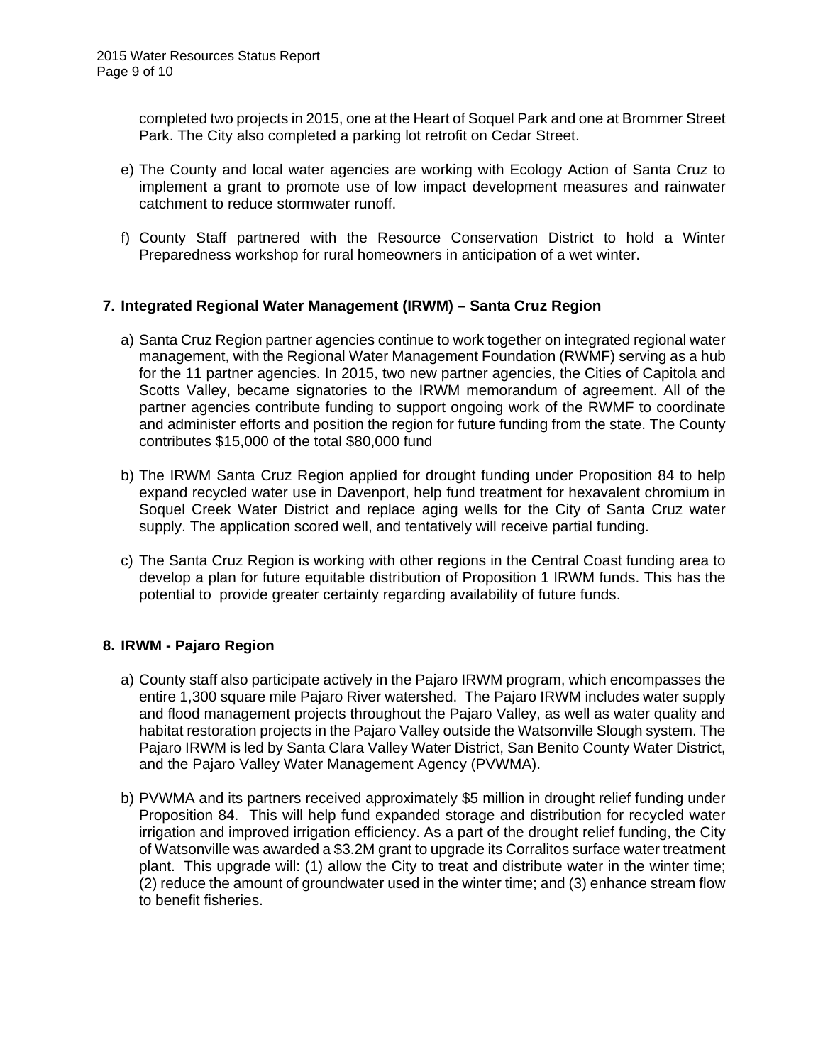completed two projects in 2015, one at the Heart of Soquel Park and one at Brommer Street Park. The City also completed a parking lot retrofit on Cedar Street.

e) The County and local water agencies are working with Ecology Action of Santa Cruz to implement a grant to promote use of low impact development measures and rainwater catchment to reduce stormwater runoff.

f) County Staff partnered with the Resource Conservation District to hold a Winter Preparedness workshop for rural homeowners in anticipation of a wet winter.

## 7. Integrated Regional Water Management (IRWM) – Santa Cruz Region

a) Santa Cruz Region partner agencies continue to work together on integrated regional water management, with the Regional Water Management Foundation (RWMF) serving as a hub for the 11 partner agencies. In 2015, two new partner agencies, the Cities of Capitola and Scotts Valley, became signatories to the IRWM memorandum of agreement. All of the partner agencies contribute funding to support ongoing work of the RWMF to coordinate and administer efforts and position the region for future funding from the state. The County contributes $15,000 of the total $80,000 fund

b) The IRWM Santa Cruz Region applied for drought funding under Proposition 84 to help expand recycled water use in Davenport, help fund treatment for hexavalent chromium in Soquel Creek Water District and replace aging wells for the City of Santa Cruz water supply. The application scored well, and tentatively will receive partial funding.

c) The Santa Cruz Region is working with other regions in the Central Coast funding area to develop a plan for future equitable distribution of Proposition 1 IRWM funds. This has the potential to provide greater certainty regarding availability of future funds.

## 8. IRWM - Pajaro Region

a) County staff also participate actively in the Pajaro IRWM program, which encompasses the entire 1,300 square mile Pajaro River watershed. The Pajaro IRWM includes water supply and flood management projects throughout the Pajaro Valley, as well as water quality and habitat restoration projects in the Pajaro Valley outside the Watsonville Slough system. The Pajaro IRWM is led by Santa Clara Valley Water District, San Benito County Water District, and the Pajaro Valley Water Management Agency (PVWMA).

b) PVWMA and its partners received approximately $5 million in drought relief funding under Proposition 84. This will help fund expanded storage and distribution for recycled water irrigation and improved irrigation efficiency. As a part of the drought relief funding, the City of Watsonville was awarded a $3.2M grant to upgrade its Corralitos surface water treatment plant. This upgrade will: (1) allow the City to treat and distribute water in the winter time; (2) reduce the amount of groundwater used in the winter time; and (3) enhance stream flow to benefit fisheries.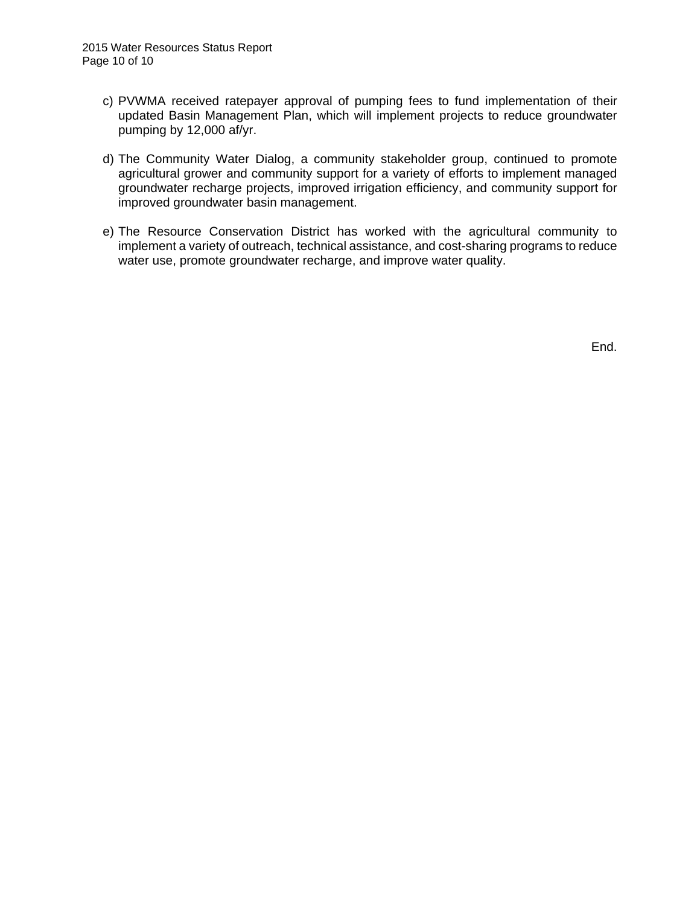c) PVWMA received ratepayer approval of pumping fees to fund implementation of their updated Basin Management Plan, which will implement projects to reduce groundwater pumping by 12,000 af/yr.

d) The Community Water Dialog, a community stakeholder group, continued to promote agricultural grower and community support for a variety of efforts to implement managed groundwater recharge projects, improved irrigation efficiency, and community support for improved groundwater basin management.

e) The Resource Conservation District has worked with the agricultural community to implement a variety of outreach, technical assistance, and cost-sharing programs to reduce water use, promote groundwater recharge, and improve water quality.

End.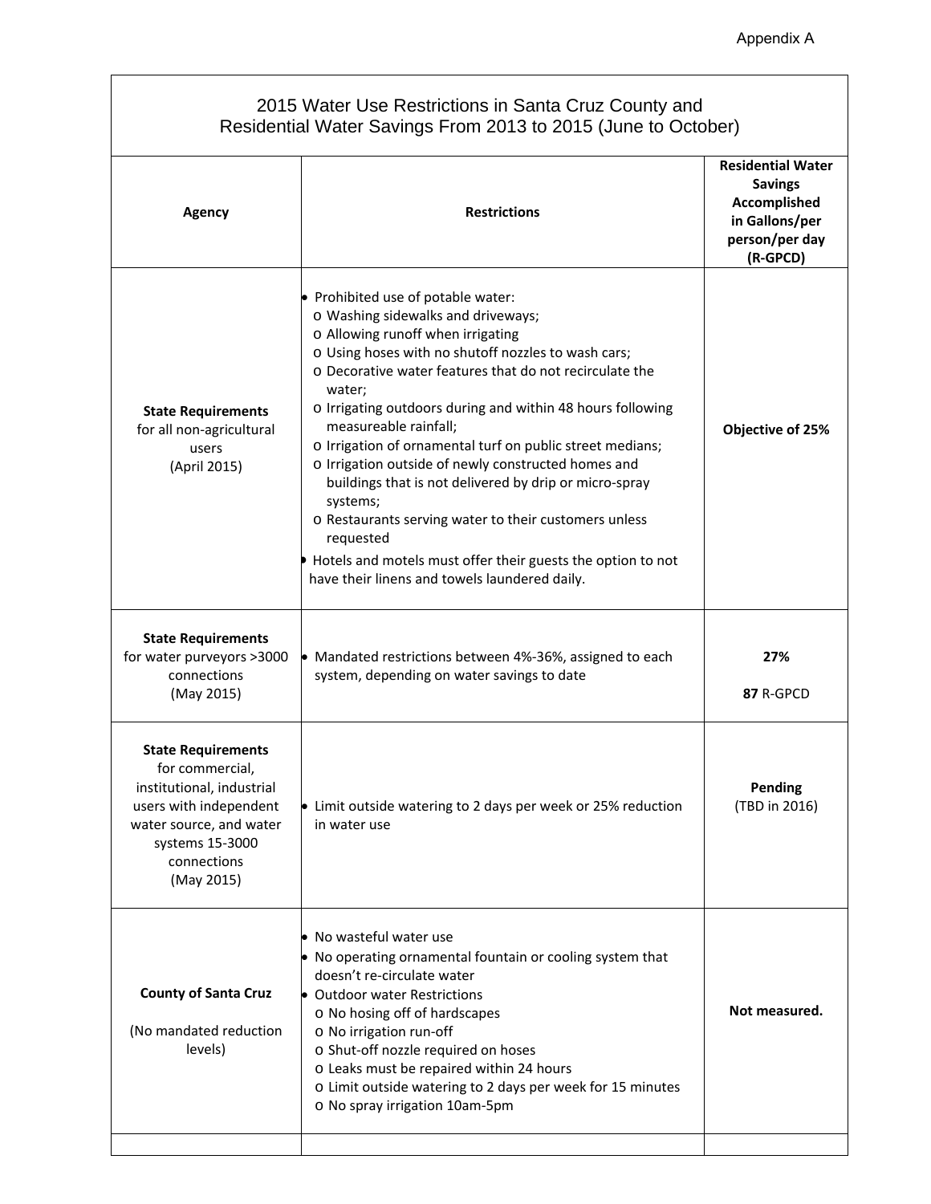Appendix A

| 2015 Water Use Restrictions in Santa Cruz County and Residential Water Savings From 2013 to 2015 (June to October) | | |
|---|---|---|
| **Agency** | **Restrictions** | **Residential Water Savings Accomplished in Gallons/per person/per day (R-GPCD)** |
| **State Requirements** for all non-agricultural users (April 2015) | • Prohibited use of potable water:<br>o Washing sidewalks and driveways;<br>o Allowing runoff when irrigating<br>o Using hoses with no shutoff nozzles to wash cars;<br>o Decorative water features that do not recirculate the water;<br>o Irrigating outdoors during and within 48 hours following measureable rainfall;<br>o Irrigation of ornamental turf on public street medians;<br>o Irrigation outside of newly constructed homes and buildings that is not delivered by drip or micro-spray systems;<br>o Restaurants serving water to their customers unless requested<br>• Hotels and motels must offer their guests the option to not have their linens and towels laundered daily. | **Objective of 25%** |
| **State Requirements** for water purveyors >3000 connections (May 2015) | • Mandated restrictions between 4%-36%, assigned to each system, depending on water savings to date | **27%**<br><br>**87** R-GPCD |
| **State Requirements** for commercial, institutional, industrial users with independent water source, and water systems 15-3000 connections (May 2015) | • Limit outside watering to 2 days per week or 25% reduction in water use | **Pending** (TBD in 2016) |
| **County of Santa Cruz**<br><br>(No mandated reduction levels) | • No wasteful water use<br>• No operating ornamental fountain or cooling system that doesn't re-circulate water<br>• Outdoor water Restrictions<br>o No hosing off of hardscapes<br>o No irrigation run-off<br>o Shut-off nozzle required on hoses<br>o Leaks must be repaired within 24 hours<br>o Limit outside watering to 2 days per week for 15 minutes<br>o No spray irrigation 10am-5pm | **Not measured.** |
| | | |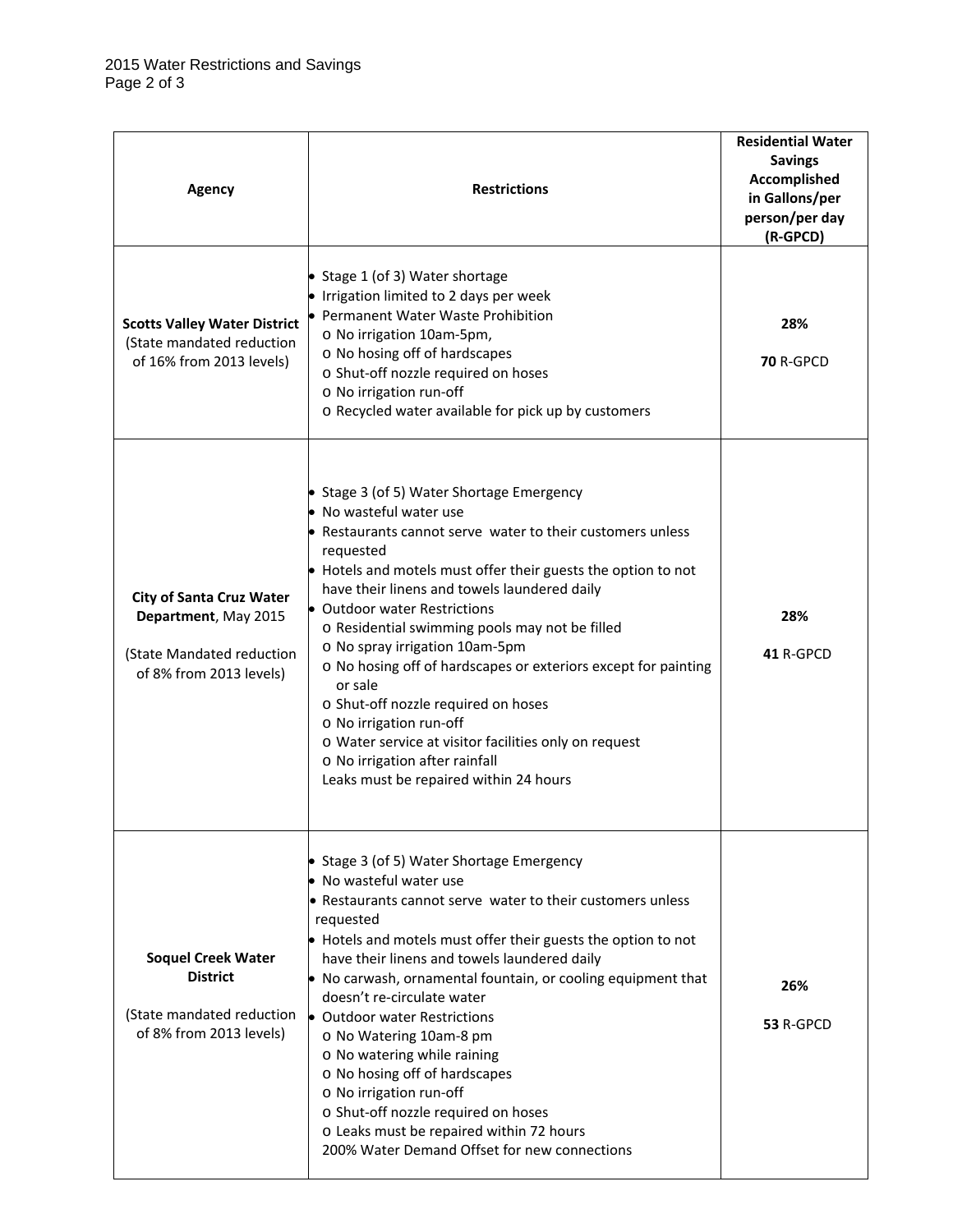| Agency | Restrictions | Residential Water Savings Accomplished in Gallons/per person/per day (R-GPCD) |
|---|---|---|
| **Scotts Valley Water District** (State mandated reduction of 16% from 2013 levels) | • Stage 1 (of 3) Water shortage<br>• Irrigation limited to 2 days per week<br>• Permanent Water Waste Prohibition<br>o No irrigation 10am-5pm,<br>o No hosing off of hardscapes<br>o Shut-off nozzle required on hoses<br>o No irrigation run-off<br>o Recycled water available for pick up by customers | **28%**<br><br>**70** R-GPCD |
| **City of Santa Cruz Water Department**, May 2015<br><br>(State Mandated reduction of 8% from 2013 levels) | • Stage 3 (of 5) Water Shortage Emergency<br>• No wasteful water use<br>• Restaurants cannot serve water to their customers unless requested<br>• Hotels and motels must offer their guests the option to not have their linens and towels laundered daily<br>• Outdoor water Restrictions<br>o Residential swimming pools may not be filled<br>o No spray irrigation 10am-5pm<br>o No hosing off of hardscapes or exteriors except for painting or sale<br>o Shut-off nozzle required on hoses<br>o No irrigation run-off<br>o Water service at visitor facilities only on request<br>o No irrigation after rainfall<br>Leaks must be repaired within 24 hours | **28%**<br><br>**41** R-GPCD |
| **Soquel Creek Water District**<br><br>(State mandated reduction of 8% from 2013 levels) | • Stage 3 (of 5) Water Shortage Emergency<br>• No wasteful water use<br>• Restaurants cannot serve water to their customers unless requested<br>• Hotels and motels must offer their guests the option to not have their linens and towels laundered daily<br>• No carwash, ornamental fountain, or cooling equipment that doesn't re-circulate water<br>• Outdoor water Restrictions<br>o No Watering 10am-8 pm<br>o No watering while raining<br>o No hosing off of hardscapes<br>o No irrigation run-off<br>o Shut-off nozzle required on hoses<br>o Leaks must be repaired within 72 hours<br>200% Water Demand Offset for new connections | **26%**<br><br>**53** R-GPCD |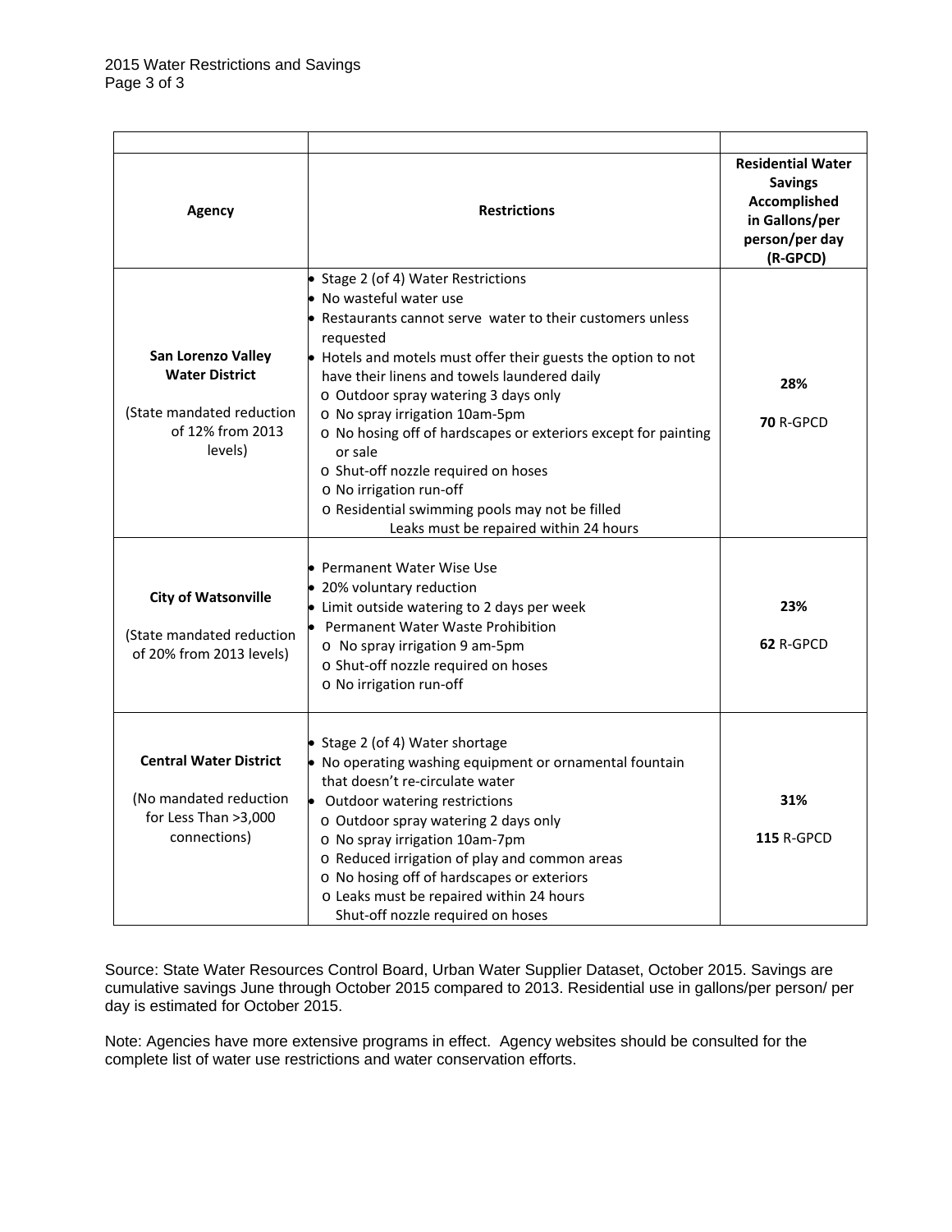| Agency | Restrictions | Residential Water Savings Accomplished in Gallons/per person/per day (R-GPCD) |
|---|---|---|
| **San Lorenzo Valley Water District**<br><br>(State mandated reduction of 12% from 2013 levels) | • Stage 2 (of 4) Water Restrictions<br>• No wasteful water use<br>• Restaurants cannot serve water to their customers unless requested<br>• Hotels and motels must offer their guests the option to not have their linens and towels laundered daily<br>o Outdoor spray watering 3 days only<br>o No spray irrigation 10am-5pm<br>o No hosing off of hardscapes or exteriors except for painting or sale<br>o Shut-off nozzle required on hoses<br>o No irrigation run-off<br>o Residential swimming pools may not be filled<br>Leaks must be repaired within 24 hours | **28%**<br><br>**70** R-GPCD |
| **City of Watsonville**<br><br>(State mandated reduction of 20% from 2013 levels) | • Permanent Water Wise Use<br>• 20% voluntary reduction<br>• Limit outside watering to 2 days per week<br>• Permanent Water Waste Prohibition<br>o No spray irrigation 9 am-5pm<br>o Shut-off nozzle required on hoses<br>o No irrigation run-off | **23%**<br><br>**62** R-GPCD |
| **Central Water District**<br><br>(No mandated reduction for Less Than >3,000 connections) | • Stage 2 (of 4) Water shortage<br>• No operating washing equipment or ornamental fountain that doesn't re-circulate water<br>• Outdoor watering restrictions<br>o Outdoor spray watering 2 days only<br>o No spray irrigation 10am-7pm<br>o Reduced irrigation of play and common areas<br>o No hosing off of hardscapes or exteriors<br>o Leaks must be repaired within 24 hours<br>Shut-off nozzle required on hoses | **31%**<br><br>**115** R-GPCD |

Source: State Water Resources Control Board, Urban Water Supplier Dataset, October 2015. Savings are cumulative savings June through October 2015 compared to 2013. Residential use in gallons/per person/ per day is estimated for October 2015.

Note: Agencies have more extensive programs in effect. Agency websites should be consulted for the complete list of water use restrictions and water conservation efforts.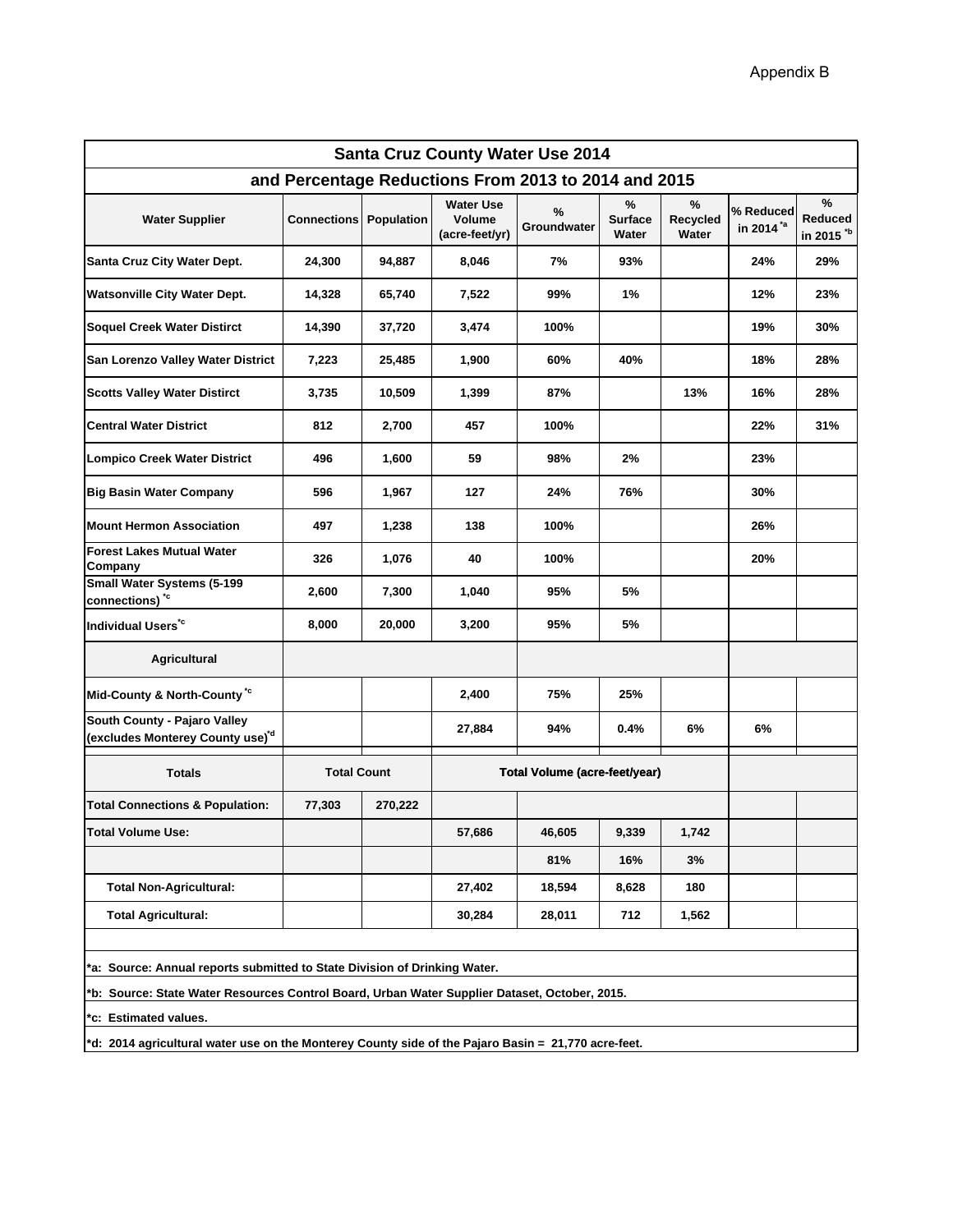Appendix B

| Santa Cruz County Water Use 2014 and Percentage Reductions From 2013 to 2014 and 2015 | | | | | | | | |
|---|---|---|---|---|---|---|---|---|
| **Water Supplier** | **Connections** | **Population** | **Water Use Volume (acre-feet/yr)** | **% Groundwater** | **% Surface Water** | **% Recycled Water** | **% Reduced in 2014 [*a]** | **% Reduced in 2015 [*b]** |
| **Santa Cruz City Water Dept.** | 24,300 | 94,887 | 8,046 | 7% | 93% | | 24% | 29% |
| **Watsonville City Water Dept.** | 14,328 | 65,740 | 7,522 | 99% | 1% | | 12% | 23% |
| **Soquel Creek Water Distirct** | 14,390 | 37,720 | 3,474 | 100% | | | 19% | 30% |
| **San Lorenzo Valley Water District** | 7,223 | 25,485 | 1,900 | 60% | 40% | | 18% | 28% |
| **Scotts Valley Water Distirct** | 3,735 | 10,509 | 1,399 | 87% | | 13% | 16% | 28% |
| **Central Water District** | 812 | 2,700 | 457 | 100% | | | 22% | 31% |
| **Lompico Creek Water District** | 496 | 1,600 | 59 | 98% | 2% | | 23% | |
| **Big Basin Water Company** | 596 | 1,967 | 127 | 24% | 76% | | 30% | |
| **Mount Hermon Association** | 497 | 1,238 | 138 | 100% | | | 26% | |
| **Forest Lakes Mutual Water Company** | 326 | 1,076 | 40 | 100% | | | 20% | |
| **Small Water Systems (5-199 connections) [*c]** | 2,600 | 7,300 | 1,040 | 95% | 5% | | | |
| **Individual Users [*c]** | 8,000 | 20,000 | 3,200 | 95% | 5% | | | |
| **Agricultural** | | | | | | | | |
| **Mid-County & North-County [*c]** | | | 2,400 | 75% | 25% | | | |
| **South County - Pajaro Valley (excludes Monterey County use) [*d]** | | | 27,884 | 94% | 0.4% | 6% | 6% | |
| **Totals** | **Total Count** | | **Total Volume (acre-feet/year)** | | | | | |
| **Total Connections & Population:** | 77,303 | 270,222 | | | | | | |
| **Total Volume Use:** | | | 57,686 | 46,605 | 9,339 | 1,742 | | |
| | | | | 81% | 16% | 3% | | |
| **Total Non-Agricultural:** | | | 27,402 | 18,594 | 8,628 | 180 | | |
| **Total Agricultural:** | | | 30,284 | 28,011 | 712 | 1,562 | | |

**\*a: Source: Annual reports submitted to State Division of Drinking Water.**

**\*b: Source: State Water Resources Control Board, Urban Water Supplier Dataset, October, 2015.**

**\*c: Estimated values.**

**\*d: 2014 agricultural water use on the Monterey County side of the Pajaro Basin = 21,770 acre-feet.**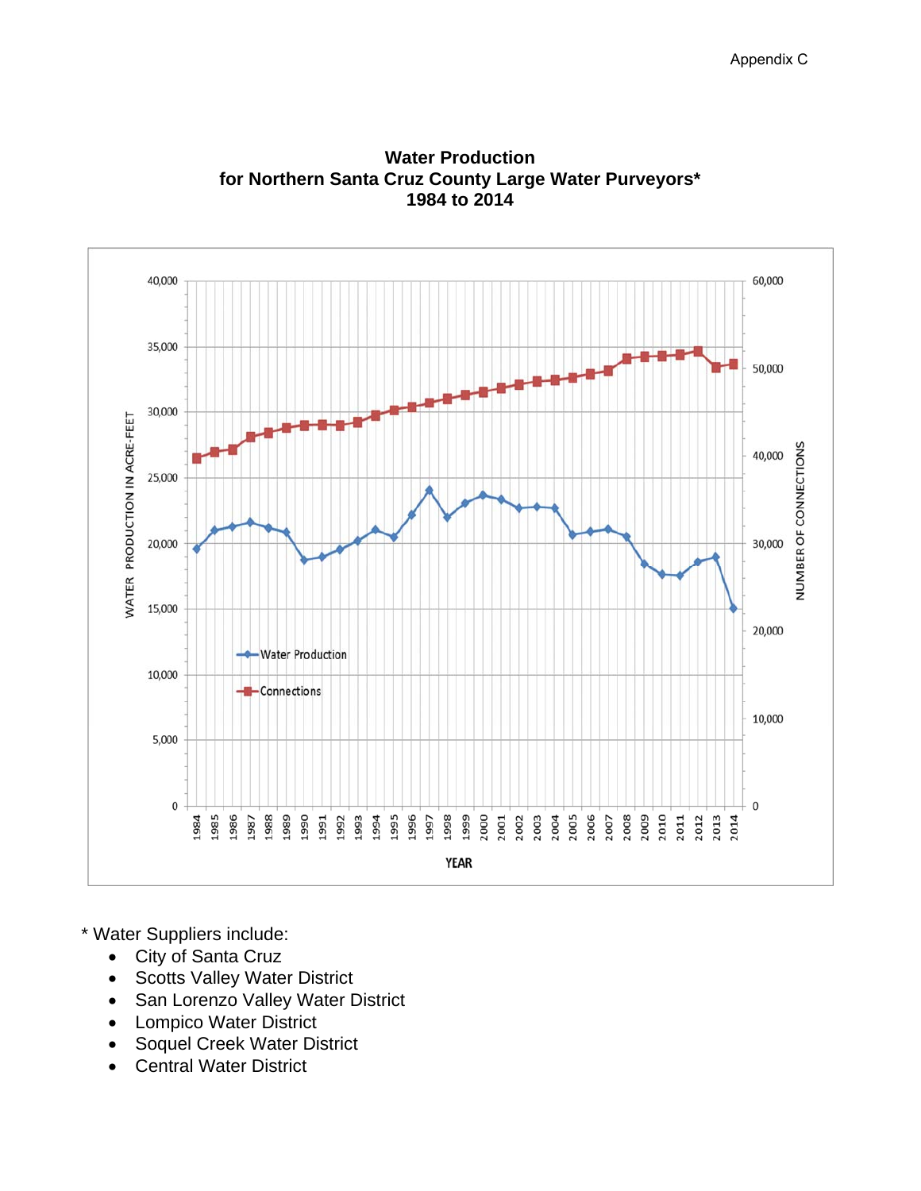Appendix C

**Water Production**
**for Northern Santa Cruz County Large Water Purveyors***
**1984 to 2014**

WATER PRODUCTION IN ACRE-FEET

40,000
35,000
30,000
25,000
20,000
15,000
10,000
5,000
0

NUMBER OF CONNECTIONS

60,000
50,000
40,000
30,000
20,000
10,000
0

Water Production

Connections

1984 1985 1986 1987 1988 1989 1990 1991 1992 1993 1994 1995 1996 1997 1998 1999 2000 2001 2002 2003 2004 2005 2006 2007 2008 2009 2010 2011 2012 2013 2014

YEAR

\* Water Suppliers include:

- City of Santa Cruz
- Scotts Valley Water District
- San Lorenzo Valley Water District
- Lompico Water District
- Soquel Creek Water District
- Central Water District